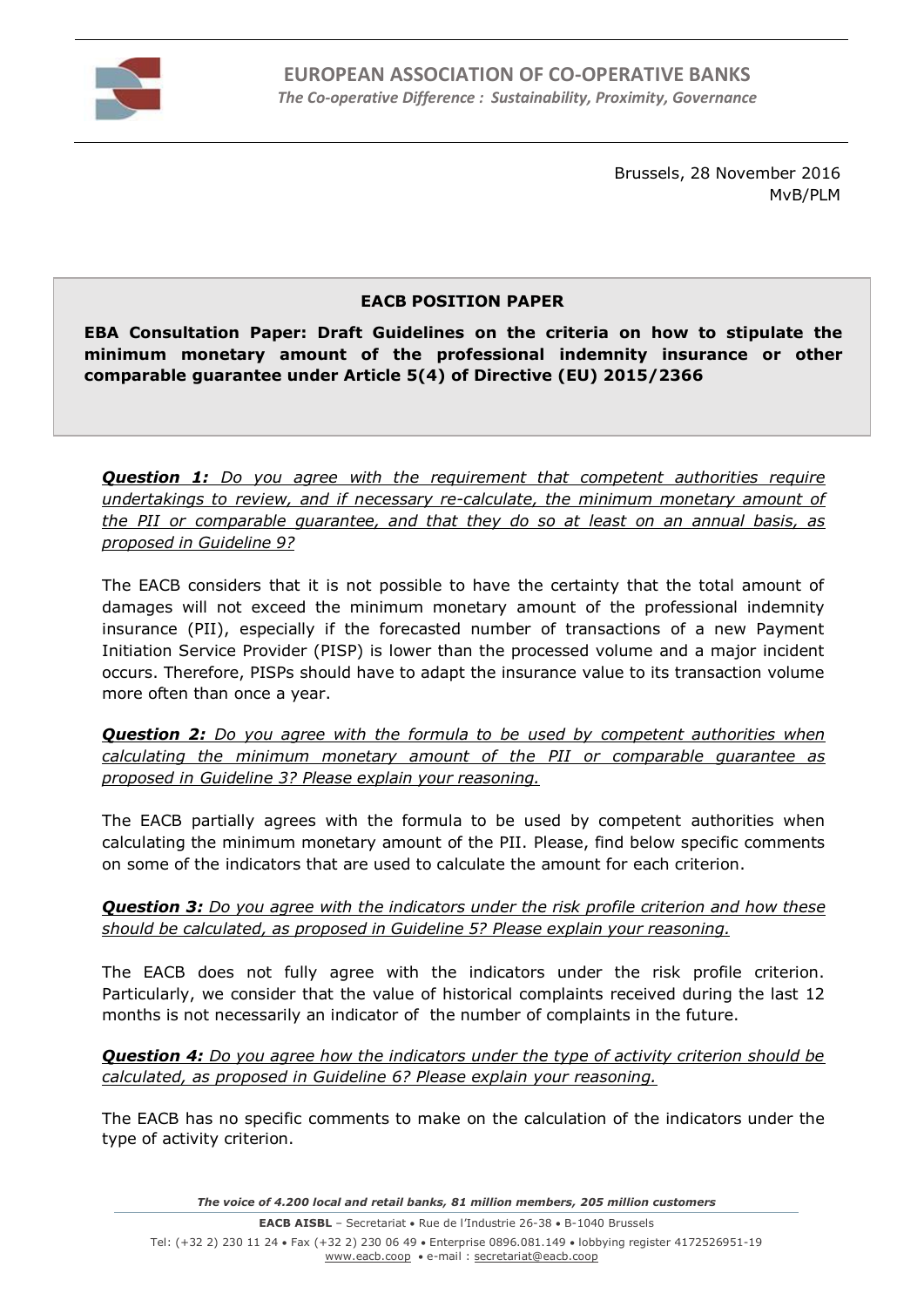# EUROPEAN ASSOCIATION OF CO-OPERATIVE BANKS

*The Co-operative Difference : Sustainability, Proximity, Governance*

Brussels, 28 November 2016
MvB/PLM

**EACB POSITION PAPER**

**EBA Consultation Paper: Draft Guidelines on the criteria on how to stipulate the minimum monetary amount of the professional indemnity insurance or other comparable guarantee under Article 5(4) of Directive (EU) 2015/2366**

***Question 1:*** *Do you agree with the requirement that competent authorities require undertakings to review, and if necessary re-calculate, the minimum monetary amount of the PII or comparable guarantee, and that they do so at least on an annual basis, as proposed in Guideline 9?*

The EACB considers that it is not possible to have the certainty that the total amount of damages will not exceed the minimum monetary amount of the professional indemnity insurance (PII), especially if the forecasted number of transactions of a new Payment Initiation Service Provider (PISP) is lower than the processed volume and a major incident occurs. Therefore, PISPs should have to adapt the insurance value to its transaction volume more often than once a year.

***Question 2:*** *Do you agree with the formula to be used by competent authorities when calculating the minimum monetary amount of the PII or comparable guarantee as proposed in Guideline 3? Please explain your reasoning.*

The EACB partially agrees with the formula to be used by competent authorities when calculating the minimum monetary amount of the PII. Please, find below specific comments on some of the indicators that are used to calculate the amount for each criterion.

***Question 3:*** *Do you agree with the indicators under the risk profile criterion and how these should be calculated, as proposed in Guideline 5? Please explain your reasoning.*

The EACB does not fully agree with the indicators under the risk profile criterion. Particularly, we consider that the value of historical complaints received during the last 12 months is not necessarily an indicator of the number of complaints in the future.

***Question 4:*** *Do you agree how the indicators under the type of activity criterion should be calculated, as proposed in Guideline 6? Please explain your reasoning.*

The EACB has no specific comments to make on the calculation of the indicators under the type of activity criterion.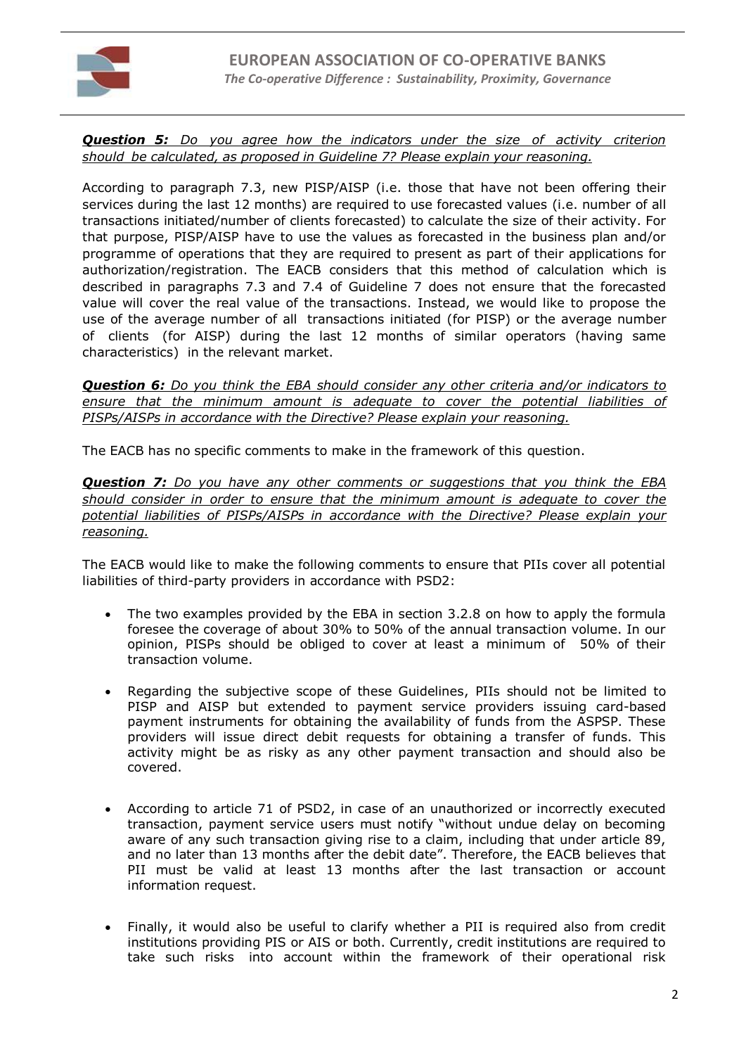***Question 5:*** *Do you agree how the indicators under the size of activity criterion should be calculated, as proposed in Guideline 7? Please explain your reasoning.*

According to paragraph 7.3, new PISP/AISP (i.e. those that have not been offering their services during the last 12 months) are required to use forecasted values (i.e. number of all transactions initiated/number of clients forecasted) to calculate the size of their activity. For that purpose, PISP/AISP have to use the values as forecasted in the business plan and/or programme of operations that they are required to present as part of their applications for authorization/registration. The EACB considers that this method of calculation which is described in paragraphs 7.3 and 7.4 of Guideline 7 does not ensure that the forecasted value will cover the real value of the transactions. Instead, we would like to propose the use of the average number of all transactions initiated (for PISP) or the average number of clients (for AISP) during the last 12 months of similar operators (having same characteristics) in the relevant market.

***Question 6:*** *Do you think the EBA should consider any other criteria and/or indicators to ensure that the minimum amount is adequate to cover the potential liabilities of PISPs/AISPs in accordance with the Directive? Please explain your reasoning.*

The EACB has no specific comments to make in the framework of this question.

***Question 7:*** *Do you have any other comments or suggestions that you think the EBA should consider in order to ensure that the minimum amount is adequate to cover the potential liabilities of PISPs/AISPs in accordance with the Directive? Please explain your reasoning.*

The EACB would like to make the following comments to ensure that PIIs cover all potential liabilities of third-party providers in accordance with PSD2:

- The two examples provided by the EBA in section 3.2.8 on how to apply the formula foresee the coverage of about 30% to 50% of the annual transaction volume. In our opinion, PISPs should be obliged to cover at least a minimum of 50% of their transaction volume.

- Regarding the subjective scope of these Guidelines, PIIs should not be limited to PISP and AISP but extended to payment service providers issuing card-based payment instruments for obtaining the availability of funds from the ASPSP. These providers will issue direct debit requests for obtaining a transfer of funds. This activity might be as risky as any other payment transaction and should also be covered.

- According to article 71 of PSD2, in case of an unauthorized or incorrectly executed transaction, payment service users must notify "without undue delay on becoming aware of any such transaction giving rise to a claim, including that under article 89, and no later than 13 months after the debit date". Therefore, the EACB believes that PII must be valid at least 13 months after the last transaction or account information request.

- Finally, it would also be useful to clarify whether a PII is required also from credit institutions providing PIS or AIS or both. Currently, credit institutions are required to take such risks into account within the framework of their operational risk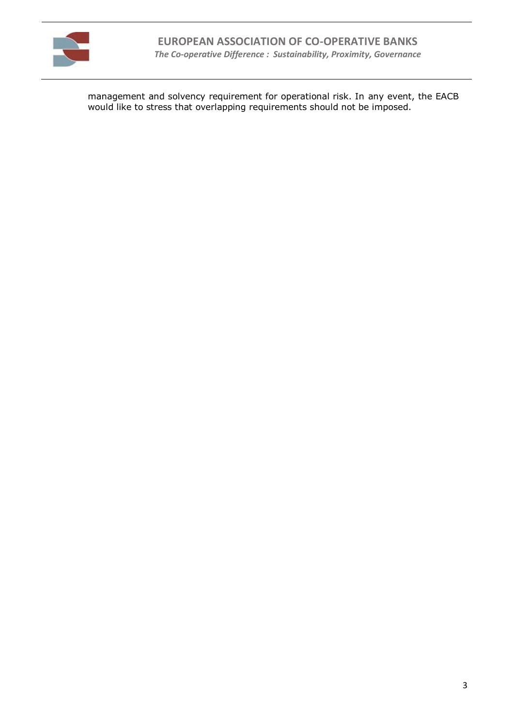management and solvency requirement for operational risk. In any event, the EACB would like to stress that overlapping requirements should not be imposed.